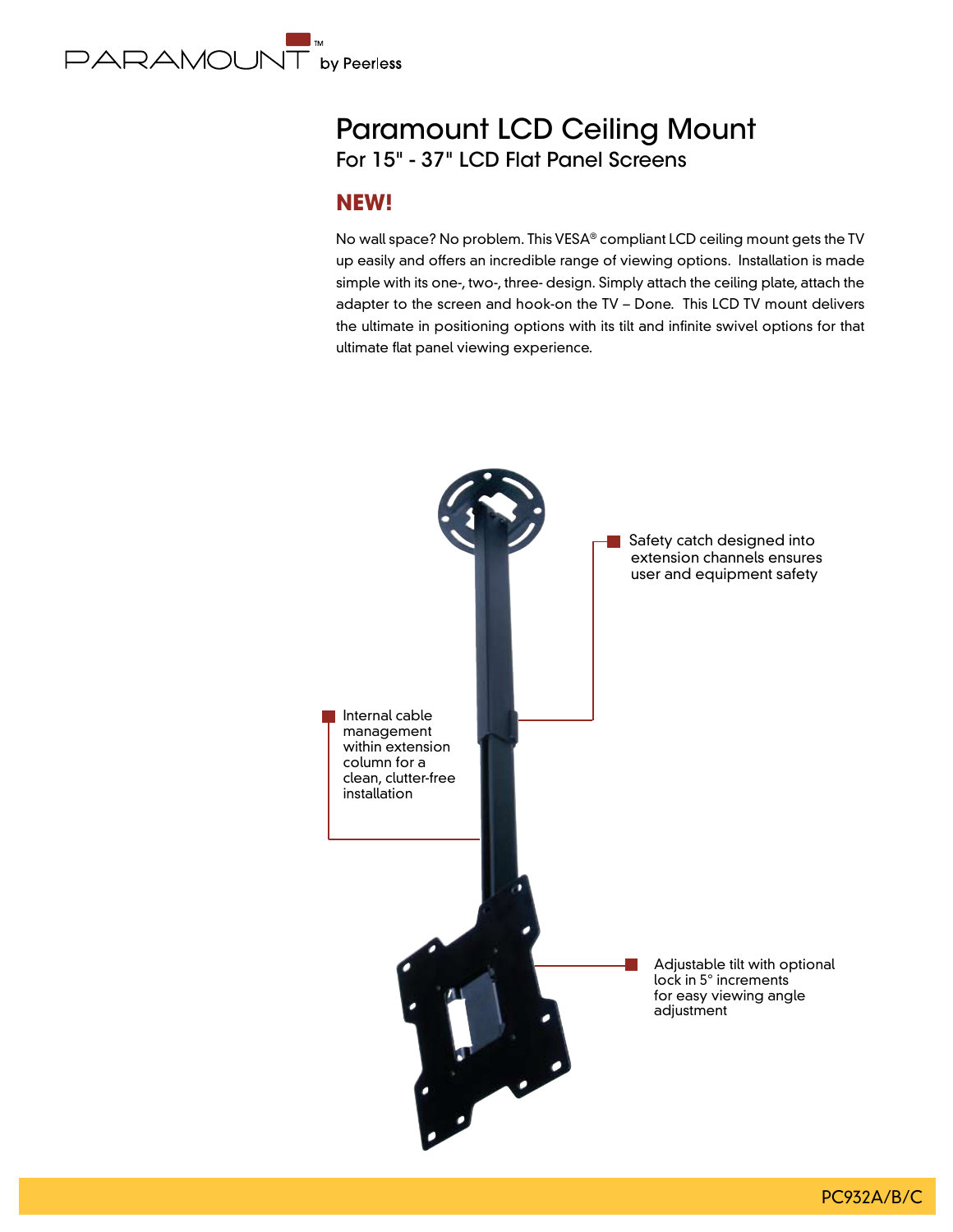PARAMOUNT™ by Peerless

# Paramount LCD Ceiling Mount

## For 15" - 37" LCD Flat Panel Screens

### NEW!

No wall space? No problem. This VESA® compliant LCD ceiling mount gets the TV up easily and offers an incredible range of viewing options. Installation is made simple with its one-, two-, three- design. Simply attach the ceiling plate, attach the adapter to the screen and hook-on the TV – Done. This LCD TV mount delivers the ultimate in positioning options with its tilt and infinite swivel options for that ultimate flat panel viewing experience.

- Safety catch designed into extension channels ensures user and equipment safety
- Internal cable management within extension column for a clean, clutter-free installation
- Adjustable tilt with optional lock in 5° increments for easy viewing angle adjustment

PC932A/B/C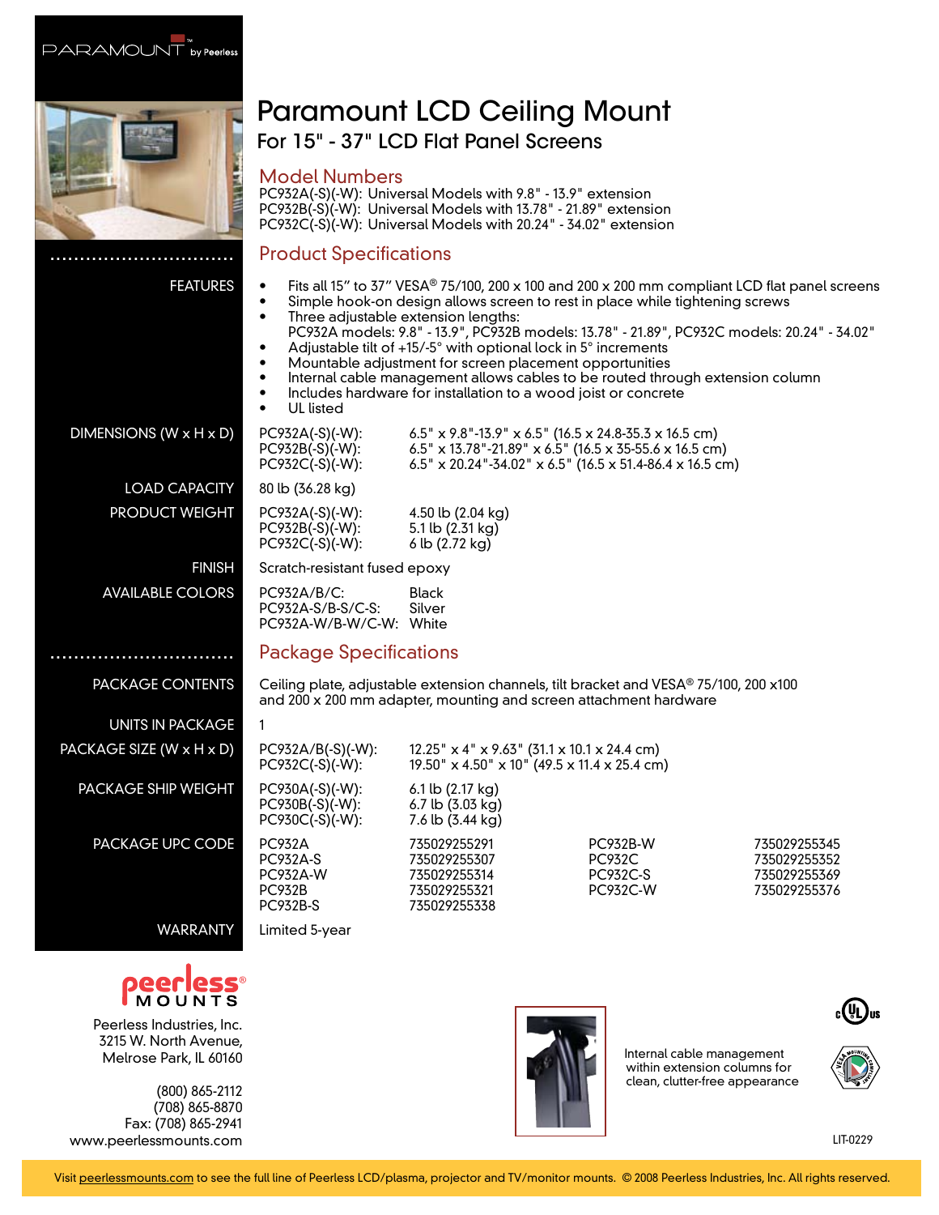PARAMOUNT™ by Peerless

# Paramount LCD Ceiling Mount

## For 15" - 37" LCD Flat Panel Screens

## Model Numbers

PC932A(-S)(-W): Universal Models with 9.8" - 13.9" extension
PC932B(-S)(-W): Universal Models with 13.78" - 21.89" extension
PC932C(-S)(-W): Universal Models with 20.24" - 34.02" extension

## Product Specifications

**FEATURES**

- Fits all 15" to 37" VESA® 75/100, 200 x 100 and 200 x 200 mm compliant LCD flat panel screens
- Simple hook-on design allows screen to rest in place while tightening screws
- Three adjustable extension lengths:
  PC932A models: 9.8" - 13.9", PC932B models: 13.78" - 21.89", PC932C models: 20.24" - 34.02"
- Adjustable tilt of +15/-5° with optional lock in 5° increments
- Mountable adjustment for screen placement opportunities
- Internal cable management allows cables to be routed through extension column
- Includes hardware for installation to a wood joist or concrete
- UL listed

**DIMENSIONS (W x H x D)**

| | |
|---|---|
| PC932A(-S)(-W): | 6.5" x 9.8"-13.9" x 6.5" (16.5 x 24.8-35.3 x 16.5 cm) |
| PC932B(-S)(-W): | 6.5" x 13.78"-21.89" x 6.5" (16.5 x 35-55.6 x 16.5 cm) |
| PC932C(-S)(-W): | 6.5" x 20.24"-34.02" x 6.5" (16.5 x 51.4-86.4 x 16.5 cm) |

**LOAD CAPACITY**

80 lb (36.28 kg)

**PRODUCT WEIGHT**

| | |
|---|---|
| PC932A(-S)(-W): | 4.50 lb (2.04 kg) |
| PC932B(-S)(-W): | 5.1 lb (2.31 kg) |
| PC932C(-S)(-W): | 6 lb (2.72 kg) |

**FINISH**

Scratch-resistant fused epoxy

**AVAILABLE COLORS**

| | |
|---|---|
| PC932A/B/C: | Black |
| PC932A-S/B-S/C-S: | Silver |
| PC932A-W/B-W/C-W: | White |

## Package Specifications

**PACKAGE CONTENTS**

Ceiling plate, adjustable extension channels, tilt bracket and VESA® 75/100, 200 x100 and 200 x 200 mm adapter, mounting and screen attachment hardware

**UNITS IN PACKAGE**

1

**PACKAGE SIZE (W x H x D)**

| | |
|---|---|
| PC932A/B(-S)(-W): | 12.25" x 4" x 9.63" (31.1 x 10.1 x 24.4 cm) |
| PC932C(-S)(-W): | 19.50" x 4.50" x 10" (49.5 x 11.4 x 25.4 cm) |

**PACKAGE SHIP WEIGHT**

| | |
|---|---|
| PC930A(-S)(-W): | 6.1 lb (2.17 kg) |
| PC930B(-S)(-W): | 6.7 lb (3.03 kg) |
| PC930C(-S)(-W): | 7.6 lb (3.44 kg) |

**PACKAGE UPC CODE**

| | | | |
|---|---|---|---|
| PC932A | 735029255291 | PC932B-W | 735029255345 |
| PC932A-S | 735029255307 | PC932C | 735029255352 |
| PC932A-W | 735029255314 | PC932C-S | 735029255369 |
| PC932B | 735029255321 | PC932C-W | 735029255376 |
| PC932B-S | 735029255338 | | |

**WARRANTY**

Limited 5-year

peerless® MOUNTS

Peerless Industries, Inc.
3215 W. North Avenue,
Melrose Park, IL 60160

(800) 865-2112
(708) 865-8870
Fax: (708) 865-2941
www.peerlessmounts.com

Internal cable management within extension columns for clean, clutter-free appearance

LIT-0229

Visit peerlessmounts.com to see the full line of Peerless LCD/plasma, projector and TV/monitor mounts. © 2008 Peerless Industries, Inc. All rights reserved.